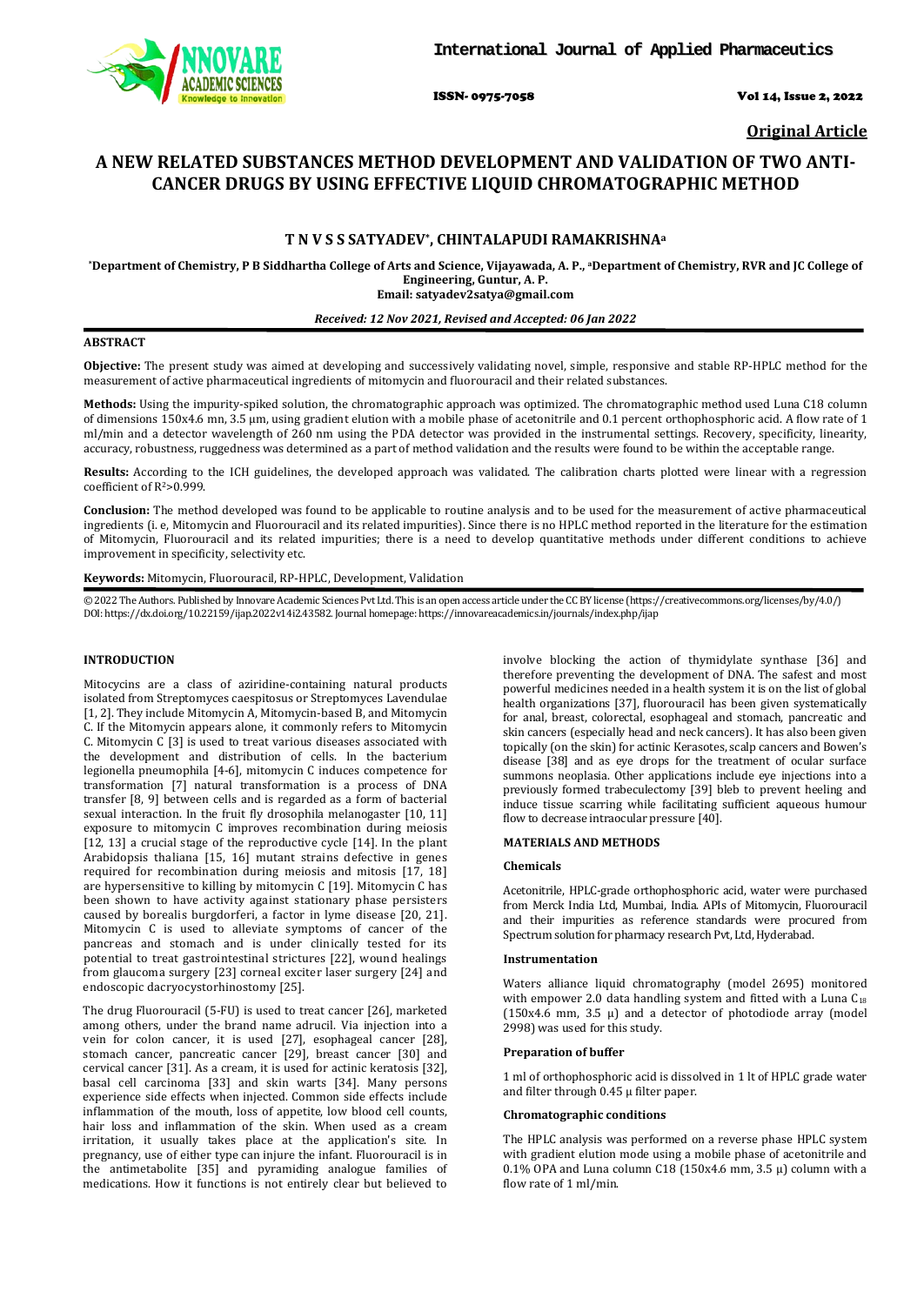International Journal of Applied Pharmaceutics

ISSN- 0975-7058

**Original Article**

# A NEW RELATED SUBSTANCES METHOD DEVELOPMENT AND VALIDATION OF TWO ANTI-CANCER DRUGS BY USING EFFECTIVE LIQUID CHROMATOGRAPHIC METHOD

**T N V S S SATYADEV*, CHINTALAPUDI RAMAKRISHNA[a]**

*Department of Chemistry, P B Siddhartha College of Arts and Science, Vijayawada, A. P., [a]Department of Chemistry, RVR and JC College of Engineering, Guntur, A. P.
Email: satyadev2satya@gmail.com

*Received: 12 Nov 2021, Revised and Accepted: 06 Jan 2022*

## ABSTRACT

**Objective:** The present study was aimed at developing and successively validating novel, simple, responsive and stable RP-HPLC method for the measurement of active pharmaceutical ingredients of mitomycin and fluorouracil and their related substances.

**Methods:** Using the impurity-spiked solution, the chromatographic approach was optimized. The chromatographic method used Luna C18 column of dimensions 150x4.6 mn, 3.5 µm, using gradient elution with a mobile phase of acetonitrile and 0.1 percent orthophosphoric acid. A flow rate of 1 ml/min and a detector wavelength of 260 nm using the PDA detector was provided in the instrumental settings. Recovery, specificity, linearity, accuracy, robustness, ruggedness was determined as a part of method validation and the results were found to be within the acceptable range.

**Results:** According to the ICH guidelines, the developed approach was validated. The calibration charts plotted were linear with a regression coefficient of $R^2$>0.999.

**Conclusion:** The method developed was found to be applicable to routine analysis and to be used for the measurement of active pharmaceutical ingredients (i. e, Mitomycin and Fluorouracil and its related impurities). Since there is no HPLC method reported in the literature for the estimation of Mitomycin, Fluorouracil and its related impurities; there is a need to develop quantitative methods under different conditions to achieve improvement in specificity, selectivity etc.

**Keywords:** Mitomycin, Fluorouracil, RP-HPLC, Development, Validation

© 2022 The Authors. Published by Innovare Academic Sciences Pvt Ltd. This is an open access article under the CC BY license (https://creativecommons.org/licenses/by/4.0/)
DOI: https://dx.doi.org/10.22159/ijap.2022v14i2.43582. Journal homepage: https://innovareacademics.in/journals/index.php/ijap

## INTRODUCTION

Mitocycins are a class of aziridine-containing natural products isolated from Streptomyces caespitosus or Streptomyces Lavendulae [1, 2]. They include Mitomycin A, Mitomycin-based B, and Mitomycin C. If the Mitomycin appears alone, it commonly refers to Mitomycin C. Mitomycin C [3] is used to treat various diseases associated with the development and distribution of cells. In the bacterium legionella pneumophila [4-6], mitomycin C induces competence for transformation [7] natural transformation is a process of DNA transfer [8, 9] between cells and is regarded as a form of bacterial sexual interaction. In the fruit fly drosophila melanogaster [10, 11] exposure to mitomycin C improves recombination during meiosis [12, 13] a crucial stage of the reproductive cycle [14]. In the plant Arabidopsis thaliana [15, 16] mutant strains defective in genes required for recombination during meiosis and mitosis [17, 18] are hypersensitive to killing by mitomycin C [19]. Mitomycin C has been shown to have activity against stationary phase persisters caused by borealis burgdorferi, a factor in lyme disease [20, 21]. Mitomycin C is used to alleviate symptoms of cancer of the pancreas and stomach and is under clinically tested for its potential to treat gastrointestinal strictures [22], wound healings from glaucoma surgery [23] corneal exciter laser surgery [24] and endoscopic dacryocystorhinostomy [25].

The drug Fluorouracil (5-FU) is used to treat cancer [26], marketed among others, under the brand name adrucil. Via injection into a vein for colon cancer, it is used [27], esophageal cancer [28], stomach cancer, pancreatic cancer [29], breast cancer [30] and cervical cancer [31]. As a cream, it is used for actinic keratosis [32], basal cell carcinoma [33] and skin warts [34]. Many persons experience side effects when injected. Common side effects include inflammation of the mouth, loss of appetite, low blood cell counts, hair loss and inflammation of the skin. When used as a cream irritation, it usually takes place at the application's site. In pregnancy, use of either type can injure the infant. Fluorouracil is in the antimetabolite [35] and pyramiding analogue families of medications. How it functions is not entirely clear but believed to involve blocking the action of thymidylate synthase [36] and therefore preventing the development of DNA. The safest and most powerful medicines needed in a health system it is on the list of global health organizations [37], fluorouracil has been given systematically for anal, breast, colorectal, esophageal and stomach, pancreatic and skin cancers (especially head and neck cancers). It has also been given topically (on the skin) for actinic Kerasotes, scalp cancers and Bowen's disease [38] and as eye drops for the treatment of ocular surface summons neoplasia. Other applications include eye injections into a previously formed trabeculectomy [39] bleb to prevent heeling and induce tissue scarring while facilitating sufficient aqueous humour flow to decrease intraocular pressure [40].

## MATERIALS AND METHODS

### Chemicals

Acetonitrile, HPLC-grade orthophosphoric acid, water were purchased from Merck India Ltd, Mumbai, India. APIs of Mitomycin, Fluorouracil and their impurities as reference standards were procured from Spectrum solution for pharmacy research Pvt, Ltd, Hyderabad.

### Instrumentation

Waters alliance liquid chromatography (model 2695) monitored with empower 2.0 data handling system and fitted with a Luna $C_{18}$ (150x4.6 mm, 3.5 µ) and a detector of photodiode array (model 2998) was used for this study.

### Preparation of buffer

1 ml of orthophosphoric acid is dissolved in 1 lt of HPLC grade water and filter through 0.45 µ filter paper.

### Chromatographic conditions

The HPLC analysis was performed on a reverse phase HPLC system with gradient elution mode using a mobile phase of acetonitrile and 0.1% OPA and Luna column C18 (150x4.6 mm, 3.5 µ) column with a flow rate of 1 ml/min.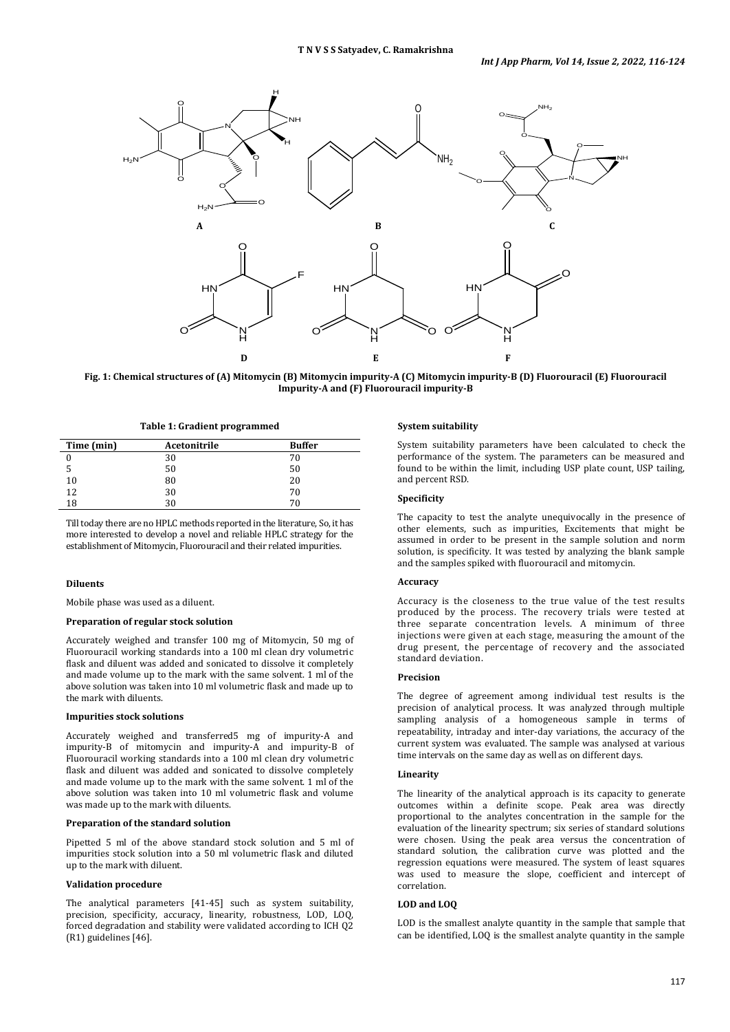Fig. 1: Chemical structures of (A) Mitomycin (B) Mitomycin impurity-A (C) Mitomycin impurity-B (D) Fluorouracil (E) Fluorouracil Impurity-A and (F) Fluorouracil impurity-B

**Table 1: Gradient programmed**

| Time (min) | Acetonitrile | Buffer |
|---|---|---|
| 0 | 30 | 70 |
| 5 | 50 | 50 |
| 10 | 80 | 20 |
| 12 | 30 | 70 |
| 18 | 30 | 70 |

Till today there are no HPLC methods reported in the literature, So, it has more interested to develop a novel and reliable HPLC strategy for the establishment of Mitomycin, Fluorouracil and their related impurities.

#### Diluents

Mobile phase was used as a diluent.

#### Preparation of regular stock solution

Accurately weighed and transfer 100 mg of Mitomycin, 50 mg of Fluorouracil working standards into a 100 ml clean dry volumetric flask and diluent was added and sonicated to dissolve it completely and made volume up to the mark with the same solvent. 1 ml of the above solution was taken into 10 ml volumetric flask and made up to the mark with diluents.

#### Impurities stock solutions

Accurately weighed and transferred5 mg of impurity-A and impurity-B of mitomycin and impurity-A and impurity-B of Fluorouracil working standards into a 100 ml clean dry volumetric flask and diluent was added and sonicated to dissolve completely and made volume up to the mark with the same solvent. 1 ml of the above solution was taken into 10 ml volumetric flask and volume was made up to the mark with diluents.

#### Preparation of the standard solution

Pipetted 5 ml of the above standard stock solution and 5 ml of impurities stock solution into a 50 ml volumetric flask and diluted up to the mark with diluent.

#### Validation procedure

The analytical parameters [41-45] such as system suitability, precision, specificity, accuracy, linearity, robustness, LOD, LOQ, forced degradation and stability were validated according to ICH Q2 (R1) guidelines [46].

#### System suitability

System suitability parameters have been calculated to check the performance of the system. The parameters can be measured and found to be within the limit, including USP plate count, USP tailing, and percent RSD.

#### Specificity

The capacity to test the analyte unequivocally in the presence of other elements, such as impurities, Excitements that might be assumed in order to be present in the sample solution and norm solution, is specificity. It was tested by analyzing the blank sample and the samples spiked with fluorouracil and mitomycin.

#### Accuracy

Accuracy is the closeness to the true value of the test results produced by the process. The recovery trials were tested at three separate concentration levels. A minimum of three injections were given at each stage, measuring the amount of the drug present, the percentage of recovery and the associated standard deviation.

#### Precision

The degree of agreement among individual test results is the precision of analytical process. It was analyzed through multiple sampling analysis of a homogeneous sample in terms of repeatability, intraday and inter-day variations, the accuracy of the current system was evaluated. The sample was analysed at various time intervals on the same day as well as on different days.

#### Linearity

The linearity of the analytical approach is its capacity to generate outcomes within a definite scope. Peak area was directly proportional to the analytes concentration in the sample for the evaluation of the linearity spectrum; six series of standard solutions were chosen. Using the peak area versus the concentration of standard solution, the calibration curve was plotted and the regression equations were measured. The system of least squares was used to measure the slope, coefficient and intercept of correlation.

#### LOD and LOQ

LOD is the smallest analyte quantity in the sample that sample that can be identified, LOQ is the smallest analyte quantity in the sample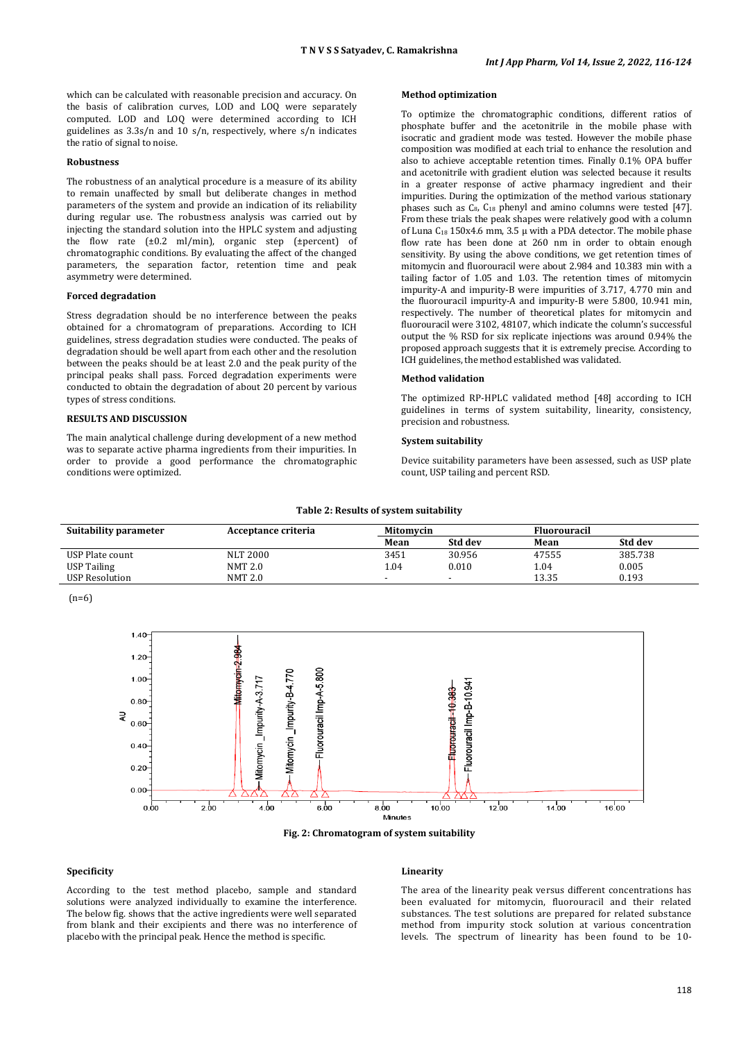which can be calculated with reasonable precision and accuracy. On the basis of calibration curves, LOD and LOQ were separately computed. LOD and LOQ were determined according to ICH guidelines as 3.3s/n and 10 s/n, respectively, where s/n indicates the ratio of signal to noise.

### Robustness

The robustness of an analytical procedure is a measure of its ability to remain unaffected by small but deliberate changes in method parameters of the system and provide an indication of its reliability during regular use. The robustness analysis was carried out by injecting the standard solution into the HPLC system and adjusting the flow rate (±0.2 ml/min), organic step (±percent) of chromatographic conditions. By evaluating the affect of the changed parameters, the separation factor, retention time and peak asymmetry were determined.

### Forced degradation

Stress degradation should be no interference between the peaks obtained for a chromatogram of preparations. According to ICH guidelines, stress degradation studies were conducted. The peaks of degradation should be well apart from each other and the resolution between the peaks should be at least 2.0 and the peak purity of the principal peaks shall pass. Forced degradation experiments were conducted to obtain the degradation of about 20 percent by various types of stress conditions.

## RESULTS AND DISCUSSION

The main analytical challenge during development of a new method was to separate active pharma ingredients from their impurities. In order to provide a good performance the chromatographic conditions were optimized.

### Method optimization

To optimize the chromatographic conditions, different ratios of phosphate buffer and the acetonitrile in the mobile phase with isocratic and gradient mode was tested. However the mobile phase composition was modified at each trial to enhance the resolution and also to achieve acceptable retention times. Finally 0.1% OPA buffer and acetonitrile with gradient elution was selected because it results in a greater response of active pharmacy ingredient and their impurities. During the optimization of the method various stationary phases such as $C_8$, $C_{18}$ phenyl and amino columns were tested [47]. From these trials the peak shapes were relatively good with a column of Luna $C_{18}$ 150x4.6 mm, 3.5 µ with a PDA detector. The mobile phase flow rate has been done at 260 nm in order to obtain enough sensitivity. By using the above conditions, we get retention times of mitomycin and fluorouracil were about 2.984 and 10.383 min with a tailing factor of 1.05 and 1.03. The retention times of mitomycin impurity-A and impurity-B were impurities of 3.717, 4.770 min and the fluorouracil impurity-A and impurity-B were 5.800, 10.941 min, respectively. The number of theoretical plates for mitomycin and fluorouracil were 3102, 48107, which indicate the column's successful output the % RSD for six replicate injections was around 0.94% the proposed approach suggests that it is extremely precise. According to ICH guidelines, the method established was validated.

### Method validation

The optimized RP-HPLC validated method [48] according to ICH guidelines in terms of system suitability, linearity, consistency, precision and robustness.

### System suitability

Device suitability parameters have been assessed, such as USP plate count, USP tailing and percent RSD.

**Table 2: Results of system suitability**

| Suitability parameter | Acceptance criteria | Mitomycin | | Fluorouracil | |
|---|---|---|---|---|---|
| | | Mean | Std dev | Mean | Std dev |
| USP Plate count | NLT 2000 | 3451 | 30.956 | 47555 | 385.738 |
| USP Tailing | NMT 2.0 | 1.04 | 0.010 | 1.04 | 0.005 |
| USP Resolution | NMT 2.0 | - | - | 13.35 | 0.193 |

(n=6)

**Fig. 2: Chromatogram of system suitability**

### Specificity

According to the test method placebo, sample and standard solutions were analyzed individually to examine the interference. The below fig. shows that the active ingredients were well separated from blank and their excipients and there was no interference of placebo with the principal peak. Hence the method is specific.

### Linearity

The area of the linearity peak versus different concentrations has been evaluated for mitomycin, fluorouracil and their related substances. The test solutions are prepared for related substance method from impurity stock solution at various concentration levels. The spectrum of linearity has been found to be 10-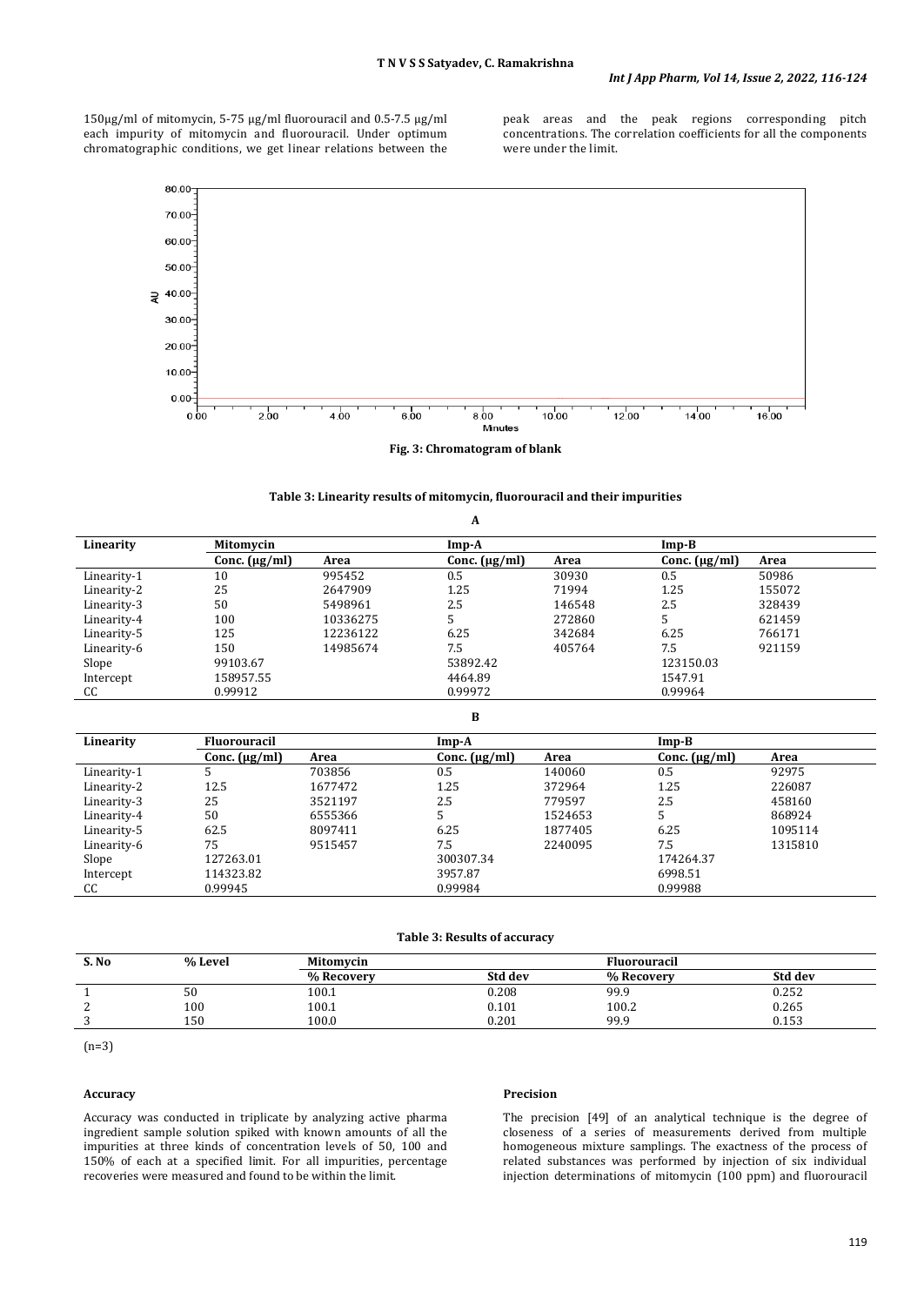150µg/ml of mitomycin, 5-75 µg/ml fluorouracil and 0.5-7.5 µg/ml each impurity of mitomycin and fluorouracil. Under optimum chromatographic conditions, we get linear relations between the peak areas and the peak regions corresponding pitch concentrations. The correlation coefficients for all the components were under the limit.

**Fig. 3: Chromatogram of blank**

**Table 3: Linearity results of mitomycin, fluorouracil and their impurities**

**A**

| Linearity | Mitomycin | | Imp-A | | Imp-B | |
|---|---|---|---|---|---|---|
| | Conc. (µg/ml) | Area | Conc. (µg/ml) | Area | Conc. (µg/ml) | Area |
| Linearity-1 | 10 | 995452 | 0.5 | 30930 | 0.5 | 50986 |
| Linearity-2 | 25 | 2647909 | 1.25 | 71994 | 1.25 | 155072 |
| Linearity-3 | 50 | 5498961 | 2.5 | 146548 | 2.5 | 328439 |
| Linearity-4 | 100 | 10336275 | 5 | 272860 | 5 | 621459 |
| Linearity-5 | 125 | 12236122 | 6.25 | 342684 | 6.25 | 766171 |
| Linearity-6 | 150 | 14985674 | 7.5 | 405764 | 7.5 | 921159 |
| Slope | 99103.67 | | 53892.42 | | 123150.03 | |
| Intercept | 158957.55 | | 4464.89 | | 1547.91 | |
| CC | 0.99912 | | 0.99972 | | 0.99964 | |

**B**

| Linearity | Fluorouracil | | Imp-A | | Imp-B | |
|---|---|---|---|---|---|---|
| | Conc. (µg/ml) | Area | Conc. (µg/ml) | Area | Conc. (µg/ml) | Area |
| Linearity-1 | 5 | 703856 | 0.5 | 140060 | 0.5 | 92975 |
| Linearity-2 | 12.5 | 1677472 | 1.25 | 372964 | 1.25 | 226087 |
| Linearity-3 | 25 | 3521197 | 2.5 | 779597 | 2.5 | 458160 |
| Linearity-4 | 50 | 6555366 | 5 | 1524653 | 5 | 868924 |
| Linearity-5 | 62.5 | 8097411 | 6.25 | 1877405 | 6.25 | 1095114 |
| Linearity-6 | 75 | 9515457 | 7.5 | 2240095 | 7.5 | 1315810 |
| Slope | 127263.01 | | 300307.34 | | 174264.37 | |
| Intercept | 114323.82 | | 3957.87 | | 6998.51 | |
| CC | 0.99945 | | 0.99984 | | 0.99988 | |

**Table 3: Results of accuracy**

| S. No | % Level | Mitomycin | | Fluorouracil | |
|---|---|---|---|---|---|
| | | % Recovery | Std dev | % Recovery | Std dev |
| 1 | 50 | 100.1 | 0.208 | 99.9 | 0.252 |
| 2 | 100 | 100.1 | 0.101 | 100.2 | 0.265 |
| 3 | 150 | 100.0 | 0.201 | 99.9 | 0.153 |

(n=3)

#### Accuracy

Accuracy was conducted in triplicate by analyzing active pharma ingredient sample solution spiked with known amounts of all the impurities at three kinds of concentration levels of 50, 100 and 150% of each at a specified limit. For all impurities, percentage recoveries were measured and found to be within the limit.

#### Precision

The precision [49] of an analytical technique is the degree of closeness of a series of measurements derived from multiple homogeneous mixture samplings. The exactness of the process of related substances was performed by injection of six individual injection determinations of mitomycin (100 ppm) and fluorouracil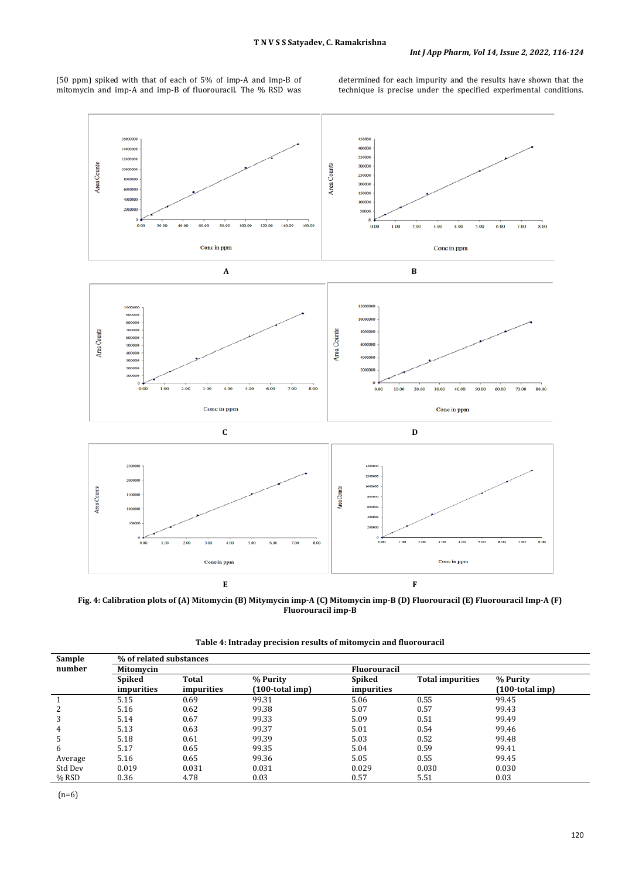(50 ppm) spiked with that of each of 5% of imp-A and imp-B of mitomycin and imp-A and imp-B of fluorouracil. The % RSD was determined for each impurity and the results have shown that the technique is precise under the specified experimental conditions.

**Fig. 4: Calibration plots of (A) Mitomycin (B) Mitymycin imp-A (C) Mitomycin imp-B (D) Fluorouracil (E) Fluorouracil Imp-A (F) Fluorouracil imp-B**

**Table 4: Intraday precision results of mitomycin and fluorouracil**

| Sample number | % of related substances | | | | | |
|---|---|---|---|---|---|---|
| | Mitomycin | | | Fluorouracil | | |
| | Spiked impurities | Total impurities | % Purity (100-total imp) | Spiked impurities | Total impurities | % Purity (100-total imp) |
| 1 | 5.15 | 0.69 | 99.31 | 5.06 | 0.55 | 99.45 |
| 2 | 5.16 | 0.62 | 99.38 | 5.07 | 0.57 | 99.43 |
| 3 | 5.14 | 0.67 | 99.33 | 5.09 | 0.51 | 99.49 |
| 4 | 5.13 | 0.63 | 99.37 | 5.01 | 0.54 | 99.46 |
| 5 | 5.18 | 0.61 | 99.39 | 5.03 | 0.52 | 99.48 |
| 6 | 5.17 | 0.65 | 99.35 | 5.04 | 0.59 | 99.41 |
| Average | 5.16 | 0.65 | 99.36 | 5.05 | 0.55 | 99.45 |
| Std Dev | 0.019 | 0.031 | 0.031 | 0.029 | 0.030 | 0.030 |
| % RSD | 0.36 | 4.78 | 0.03 | 0.57 | 5.51 | 0.03 |

(n=6)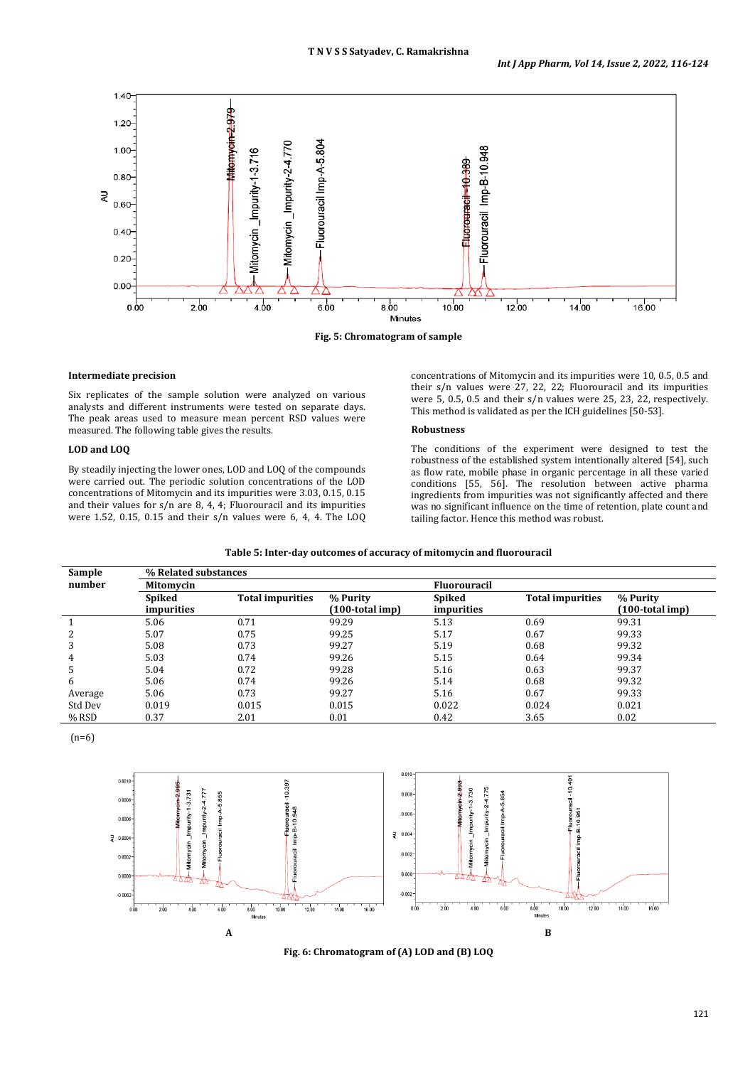Fig. 5: Chromatogram of sample

### Intermediate precision

Six replicates of the sample solution were analyzed on various analysts and different instruments were tested on separate days. The peak areas used to measure mean percent RSD values were measured. The following table gives the results.

### LOD and LOQ

By steadily injecting the lower ones, LOD and LOQ of the compounds were carried out. The periodic solution concentrations of the LOD concentrations of Mitomycin and its impurities were 3.03, 0.15, 0.15 and their values for s/n are 8, 4, 4; Fluorouracil and its impurities were 1.52, 0.15, 0.15 and their s/n values were 6, 4, 4. The LOQ concentrations of Mitomycin and its impurities were 10, 0.5, 0.5 and their s/n values were 27, 22, 22; Fluorouracil and its impurities were 5, 0.5, 0.5 and their s/n values were 25, 23, 22, respectively. This method is validated as per the ICH guidelines [50-53].

### Robustness

The conditions of the experiment were designed to test the robustness of the established system intentionally altered [54], such as flow rate, mobile phase in organic percentage in all these varied conditions [55, 56]. The resolution between active pharma ingredients from impurities was not significantly affected and there was no significant influence on the time of retention, plate count and tailing factor. Hence this method was robust.

**Table 5: Inter-day outcomes of accuracy of mitomycin and fluorouracil**

| Sample number | % Related substances | | | | | |
|---|---|---|---|---|---|---|
| | Mitomycin | | | Fluorouracil | | |
| | Spiked impurities | Total impurities | % Purity (100-total imp) | Spiked impurities | Total impurities | % Purity (100-total imp) |
| 1 | 5.06 | 0.71 | 99.29 | 5.13 | 0.69 | 99.31 |
| 2 | 5.07 | 0.75 | 99.25 | 5.17 | 0.67 | 99.33 |
| 3 | 5.08 | 0.73 | 99.27 | 5.19 | 0.68 | 99.32 |
| 4 | 5.03 | 0.74 | 99.26 | 5.15 | 0.64 | 99.34 |
| 5 | 5.04 | 0.72 | 99.28 | 5.16 | 0.63 | 99.37 |
| 6 | 5.06 | 0.74 | 99.26 | 5.14 | 0.68 | 99.32 |
| Average | 5.06 | 0.73 | 99.27 | 5.16 | 0.67 | 99.33 |
| Std Dev | 0.019 | 0.015 | 0.015 | 0.022 | 0.024 | 0.021 |
| % RSD | 0.37 | 2.01 | 0.01 | 0.42 | 3.65 | 0.02 |

(n=6)

Fig. 6: Chromatogram of (A) LOD and (B) LOQ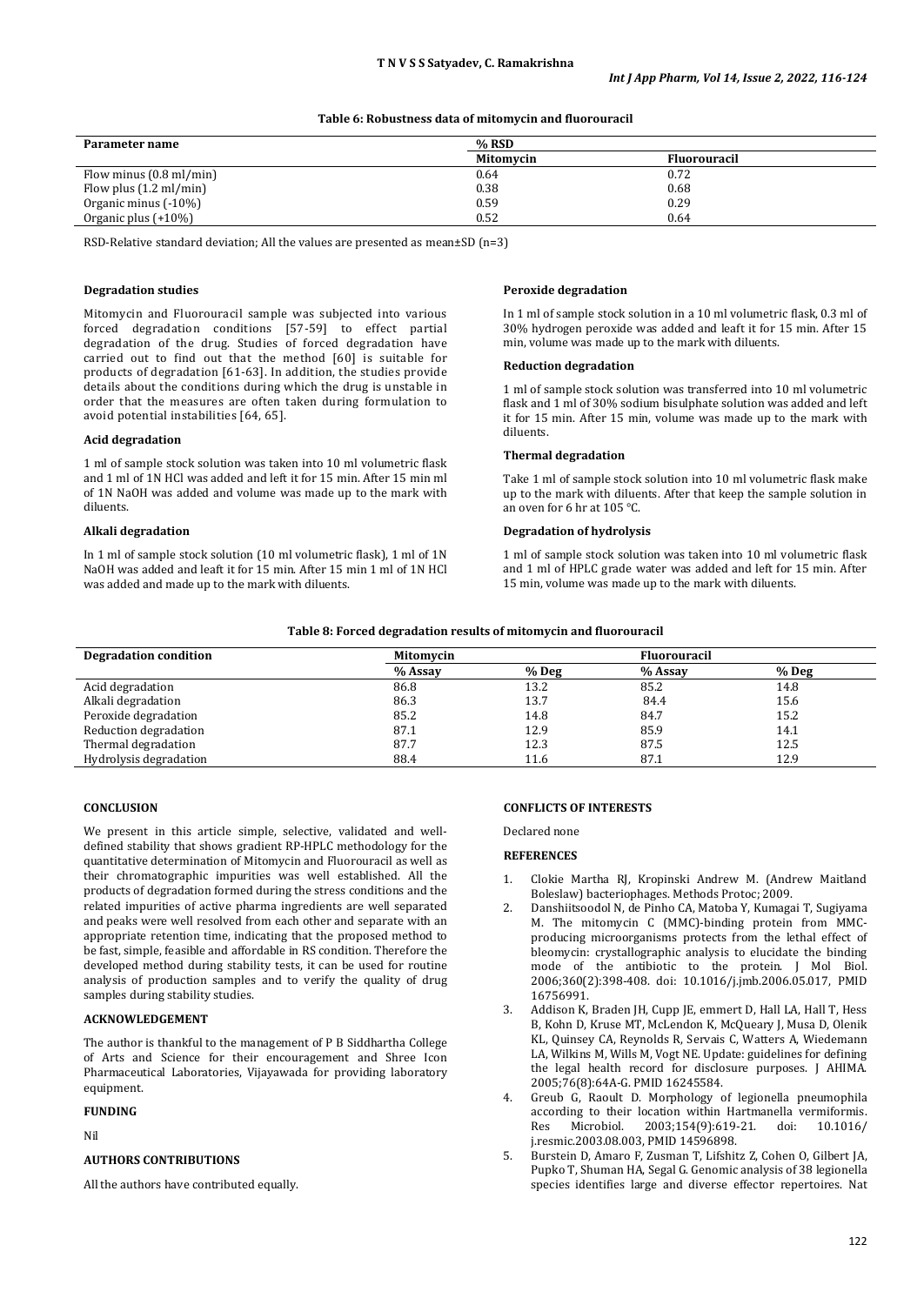**Table 6: Robustness data of mitomycin and fluorouracil**

| Parameter name | % RSD | |
|---|---|---|
| | Mitomycin | Fluorouracil |
| Flow minus (0.8 ml/min) | 0.64 | 0.72 |
| Flow plus (1.2 ml/min) | 0.38 | 0.68 |
| Organic minus (-10%) | 0.59 | 0.29 |
| Organic plus (+10%) | 0.52 | 0.64 |

RSD-Relative standard deviation; All the values are presented as mean±SD (n=3)

### Degradation studies

Mitomycin and Fluorouracil sample was subjected into various forced degradation conditions [57-59] to effect partial degradation of the drug. Studies of forced degradation have carried out to find out that the method [60] is suitable for products of degradation [61-63]. In addition, the studies provide details about the conditions during which the drug is unstable in order that the measures are often taken during formulation to avoid potential instabilities [64, 65].

### Acid degradation

1 ml of sample stock solution was taken into 10 ml volumetric flask and 1 ml of 1N HCl was added and left it for 15 min. After 15 min ml of 1N NaOH was added and volume was made up to the mark with diluents.

### Alkali degradation

In 1 ml of sample stock solution (10 ml volumetric flask), 1 ml of 1N NaOH was added and leaft it for 15 min. After 15 min 1 ml of 1N HCl was added and made up to the mark with diluents.

### Peroxide degradation

In 1 ml of sample stock solution in a 10 ml volumetric flask, 0.3 ml of 30% hydrogen peroxide was added and leaft it for 15 min. After 15 min, volume was made up to the mark with diluents.

### Reduction degradation

1 ml of sample stock solution was transferred into 10 ml volumetric flask and 1 ml of 30% sodium bisulphate solution was added and left it for 15 min. After 15 min, volume was made up to the mark with diluents.

### Thermal degradation

Take 1 ml of sample stock solution into 10 ml volumetric flask make up to the mark with diluents. After that keep the sample solution in an oven for 6 hr at 105 °C.

### Degradation of hydrolysis

1 ml of sample stock solution was taken into 10 ml volumetric flask and 1 ml of HPLC grade water was added and left for 15 min. After 15 min, volume was made up to the mark with diluents.

**Table 8: Forced degradation results of mitomycin and fluorouracil**

| Degradation condition | Mitomycin | | Fluorouracil | |
|---|---|---|---|---|
| | % Assay | % Deg | % Assay | % Deg |
| Acid degradation | 86.8 | 13.2 | 85.2 | 14.8 |
| Alkali degradation | 86.3 | 13.7 | 84.4 | 15.6 |
| Peroxide degradation | 85.2 | 14.8 | 84.7 | 15.2 |
| Reduction degradation | 87.1 | 12.9 | 85.9 | 14.1 |
| Thermal degradation | 87.7 | 12.3 | 87.5 | 12.5 |
| Hydrolysis degradation | 88.4 | 11.6 | 87.1 | 12.9 |

## CONCLUSION

We present in this article simple, selective, validated and well-defined stability that shows gradient RP-HPLC methodology for the quantitative determination of Mitomycin and Fluorouracil as well as their chromatographic impurities was well established. All the products of degradation formed during the stress conditions and the related impurities of active pharma ingredients are well separated and peaks were well resolved from each other and separate with an appropriate retention time, indicating that the proposed method to be fast, simple, feasible and affordable in RS condition. Therefore the developed method during stability tests, it can be used for routine analysis of production samples and to verify the quality of drug samples during stability studies.

## ACKNOWLEDGEMENT

The author is thankful to the management of P B Siddhartha College of Arts and Science for their encouragement and Shree Icon Pharmaceutical Laboratories, Vijayawada for providing laboratory equipment.

## FUNDING

Nil

## AUTHORS CONTRIBUTIONS

All the authors have contributed equally.

## CONFLICTS OF INTERESTS

Declared none

## REFERENCES

1. Clokie Martha RJ, Kropinski Andrew M. (Andrew Maitland Boleslaw) bacteriophages. Methods Protoc; 2009.
2. Danshiitsoodol N, de Pinho CA, Matoba Y, Kumagai T, Sugiyama M. The mitomycin C (MMC)-binding protein from MMC-producing microorganisms protects from the lethal effect of bleomycin: crystallographic analysis to elucidate the binding mode of the antibiotic to the protein. J Mol Biol. 2006;360(2):398-408. doi: 10.1016/j.jmb.2006.05.017, PMID 16756991.
3. Addison K, Braden JH, Cupp JE, emmert D, Hall LA, Hall T, Hess B, Kohn D, Kruse MT, McLendon K, McQueary J, Musa D, Olenik KL, Quinsey CA, Reynolds R, Servais C, Watters A, Wiedemann LA, Wilkins M, Wills M, Vogt NE. Update: guidelines for defining the legal health record for disclosure purposes. J AHIMA. 2005;76(8):64A-G. PMID 16245584.
4. Greub G, Raoult D. Morphology of legionella pneumophila according to their location within Hartmanella vermiformis. Res Microbiol. 2003;154(9):619-21. doi: 10.1016/j.resmic.2003.08.003, PMID 14596898.
5. Burstein D, Amaro F, Zusman T, Lifshitz Z, Cohen O, Gilbert JA, Pupko T, Shuman HA, Segal G. Genomic analysis of 38 legionella species identifies large and diverse effector repertoires. Nat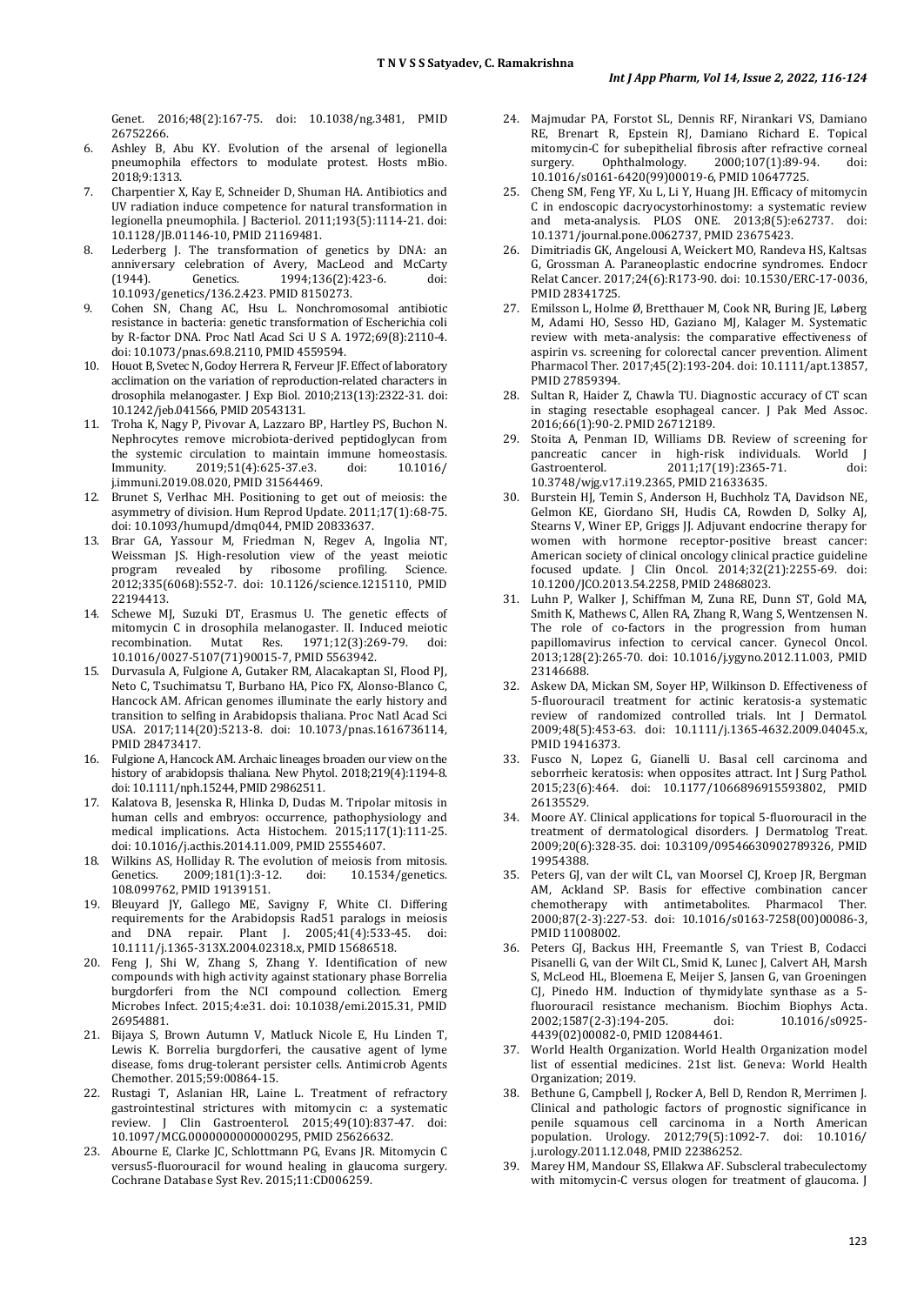Genet. 2016;48(2):167-75. doi: 10.1038/ng.3481, PMID 26752266.

6. Ashley B, Abu KY. Evolution of the arsenal of legionella pneumophila effectors to modulate protest. Hosts mBio. 2018;9:1313.
7. Charpentier X, Kay E, Schneider D, Shuman HA. Antibiotics and UV radiation induce competence for natural transformation in legionella pneumophila. J Bacteriol. 2011;193(5):1114-21. doi: 10.1128/JB.01146-10, PMID 21169481.
8. Lederberg J. The transformation of genetics by DNA: an anniversary celebration of Avery, MacLeod and McCarty (1944). Genetics. 1994;136(2):423-6. doi: 10.1093/genetics/136.2.423. PMID 8150273.
9. Cohen SN, Chang AC, Hsu L. Nonchromosomal antibiotic resistance in bacteria: genetic transformation of Escherichia coli by R-factor DNA. Proc Natl Acad Sci U S A. 1972;69(8):2110-4. doi: 10.1073/pnas.69.8.2110, PMID 4559594.
10. Houot B, Svetec N, Godoy Herrera R, Ferveur JF. Effect of laboratory acclimation on the variation of reproduction-related characters in drosophila melanogaster. J Exp Biol. 2010;213(13):2322-31. doi: 10.1242/jeb.041566, PMID 20543131.
11. Troha K, Nagy P, Pivovar A, Lazzaro BP, Hartley PS, Buchon N. Nephrocytes remove microbiota-derived peptidoglycan from the systemic circulation to maintain immune homeostasis. Immunity. 2019;51(4):625-37.e3. doi: 10.1016/j.immuni.2019.08.020, PMID 31564469.
12. Brunet S, Verlhac MH. Positioning to get out of meiosis: the asymmetry of division. Hum Reprod Update. 2011;17(1):68-75. doi: 10.1093/humupd/dmq044, PMID 20833637.
13. Brar GA, Yassour M, Friedman N, Regev A, Ingolia NT, Weissman JS. High-resolution view of the yeast meiotic program revealed by ribosome profiling. Science. 2012;335(6068):552-7. doi: 10.1126/science.1215110, PMID 22194413.
14. Schewe MJ, Suzuki DT, Erasmus U. The genetic effects of mitomycin C in drosophila melanogaster. II. Induced meiotic recombination. Mutat Res. 1971;12(3):269-79. doi: 10.1016/0027-5107(71)90015-7, PMID 5563942.
15. Durvasula A, Fulgione A, Gutaker RM, Alacakaptan SI, Flood PJ, Neto C, Tsuchimatsu T, Burbano HA, Pico FX, Alonso-Blanco C, Hancock AM. African genomes illuminate the early history and transition to selfing in Arabidopsis thaliana. Proc Natl Acad Sci USA. 2017;114(20):5213-8. doi: 10.1073/pnas.1616736114, PMID 28473417.
16. Fulgione A, Hancock AM. Archaic lineages broaden our view on the history of arabidopsis thaliana. New Phytol. 2018;219(4):1194-8. doi: 10.1111/nph.15244, PMID 29862511.
17. Kalatova B, Jesenska R, Hlinka D, Dudas M. Tripolar mitosis in human cells and embryos: occurrence, pathophysiology and medical implications. Acta Histochem. 2015;117(1):111-25. doi: 10.1016/j.acthis.2014.11.009, PMID 25554607.
18. Wilkins AS, Holliday R. The evolution of meiosis from mitosis. Genetics. 2009;181(1):3-12. doi: 10.1534/genetics.108.099762, PMID 19139151.
19. Bleuyard JY, Gallego ME, Savigny F, White CI. Differing requirements for the Arabidopsis Rad51 paralogs in meiosis and DNA repair. Plant J. 2005;41(4):533-45. doi: 10.1111/j.1365-313X.2004.02318.x, PMID 15686518.
20. Feng J, Shi W, Zhang S, Zhang Y. Identification of new compounds with high activity against stationary phase Borrelia burgdorferi from the NCI compound collection. Emerg Microbes Infect. 2015;4:e31. doi: 10.1038/emi.2015.31, PMID 26954881.
21. Bijaya S, Brown Autumn V, Matluck Nicole E, Hu Linden T, Lewis K. Borrelia burgdorferi, the causative agent of lyme disease, foms drug-tolerant persister cells. Antimicrob Agents Chemother. 2015;59:00864-15.
22. Rustagi T, Aslanian HR, Laine L. Treatment of refractory gastrointestinal strictures with mitomycin c: a systematic review. J Clin Gastroenterol. 2015;49(10):837-47. doi: 10.1097/MCG.0000000000000295, PMID 25626632.
23. Abourne E, Clarke JC, Schlottmann PG, Evans JR. Mitomycin C versus5-fluorouracil for wound healing in glaucoma surgery. Cochrane Database Syst Rev. 2015;11:CD006259.
24. Majmudar PA, Forstot SL, Dennis RF, Nirankari VS, Damiano RE, Brenart R, Epstein RJ, Damiano Richard E. Topical mitomycin-C for subepithelial fibrosis after refractive corneal surgery. Ophthalmology. 2000;107(1):89-94. doi: 10.1016/s0161-6420(99)00019-6, PMID 10647725.
25. Cheng SM, Feng YF, Xu L, Li Y, Huang JH. Efficacy of mitomycin C in endoscopic dacryocystorhinostomy: a systematic review and meta-analysis. PLOS ONE. 2013;8(5):e62737. doi: 10.1371/journal.pone.0062737, PMID 23675423.
26. Dimitriadis GK, Angelousi A, Weickert MO, Randeva HS, Kaltsas G, Grossman A. Paraneoplastic endocrine syndromes. Endocr Relat Cancer. 2017;24(6):R173-90. doi: 10.1530/ERC-17-0036, PMID 28341725.
27. Emilsson L, Holme Ø, Bretthauer M, Cook NR, Buring JE, Løberg M, Adami HO, Sesso HD, Gaziano MJ, Kalager M. Systematic review with meta-analysis: the comparative effectiveness of aspirin vs. screening for colorectal cancer prevention. Aliment Pharmacol Ther. 2017;45(2):193-204. doi: 10.1111/apt.13857, PMID 27859394.
28. Sultan R, Haider Z, Chawla TU. Diagnostic accuracy of CT scan in staging resectable esophageal cancer. J Pak Med Assoc. 2016;66(1):90-2. PMID 26712189.
29. Stoita A, Penman ID, Williams DB. Review of screening for pancreatic cancer in high-risk individuals. World J Gastroenterol. 2011;17(19):2365-71. doi: 10.3748/wjg.v17.i19.2365, PMID 21633635.
30. Burstein HJ, Temin S, Anderson H, Buchholz TA, Davidson NE, Gelmon KE, Giordano SH, Hudis CA, Rowden D, Solky AJ, Stearns V, Winer EP, Griggs JJ. Adjuvant endocrine therapy for women with hormone receptor-positive breast cancer: American society of clinical oncology clinical practice guideline focused update. J Clin Oncol. 2014;32(21):2255-69. doi: 10.1200/JCO.2013.54.2258, PMID 24868023.
31. Luhn P, Walker J, Schiffman M, Zuna RE, Dunn ST, Gold MA, Smith K, Mathews C, Allen RA, Zhang R, Wang S, Wentzensen N. The role of co-factors in the progression from human papillomavirus infection to cervical cancer. Gynecol Oncol. 2013;128(2):265-70. doi: 10.1016/j.ygyno.2012.11.003, PMID 23146688.
32. Askew DA, Mickan SM, Soyer HP, Wilkinson D. Effectiveness of 5-fluorouracil treatment for actinic keratosis-a systematic review of randomized controlled trials. Int J Dermatol. 2009;48(5):453-63. doi: 10.1111/j.1365-4632.2009.04045.x, PMID 19416373.
33. Fusco N, Lopez G, Gianelli U. Basal cell carcinoma and seborrheic keratosis: when opposites attract. Int J Surg Pathol. 2015;23(6):464. doi: 10.1177/1066896915593802, PMID 26135529.
34. Moore AY. Clinical applications for topical 5-fluorouracil in the treatment of dermatological disorders. J Dermatolog Treat. 2009;20(6):328-35. doi: 10.3109/09546630902789326, PMID 19954388.
35. Peters GJ, van der wilt CL, van Moorsel CJ, Kroep JR, Bergman AM, Ackland SP. Basis for effective combination cancer chemotherapy with antimetabolites. Pharmacol Ther. 2000;87(2-3):227-53. doi: 10.1016/s0163-7258(00)00086-3, PMID 11008002.
36. Peters GJ, Backus HH, Freemantle S, van Triest B, Codacci Pisanelli G, van der Wilt CL, Smid K, Lunec J, Calvert AH, Marsh S, McLeod HL, Bloemena E, Meijer S, Jansen G, van Groeningen CJ, Pinedo HM. Induction of thymidylate synthase as a 5-fluorouracil resistance mechanism. Biochim Biophys Acta. 2002;1587(2-3):194-205. doi: 10.1016/s0925-4439(02)00082-0, PMID 12084461.
37. World Health Organization. World Health Organization model list of essential medicines. 21st list. Geneva: World Health Organization; 2019.
38. Bethune G, Campbell J, Rocker A, Bell D, Rendon R, Merrimen J. Clinical and pathologic factors of prognostic significance in penile squamous cell carcinoma in a North American population. Urology. 2012;79(5):1092-7. doi: 10.1016/j.urology.2011.12.048, PMID 22386252.
39. Marey HM, Mandour SS, Ellakwa AF. Subscleral trabeculectomy with mitomycin-C versus ologen for treatment of glaucoma. J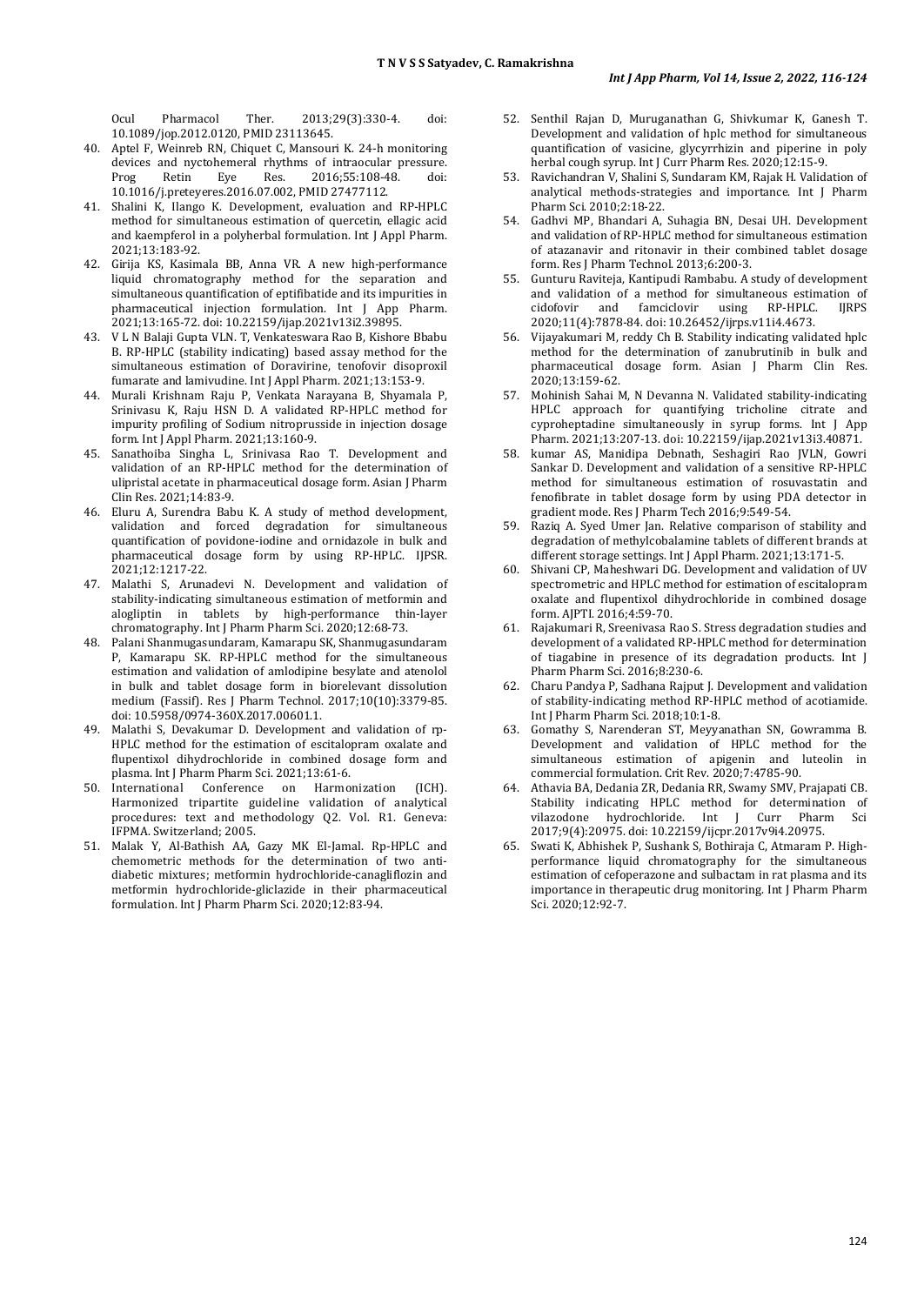Ocul Pharmacol Ther. 2013;29(3):330-4. doi: 10.1089/jop.2012.0120, PMID 23113645.

40. Aptel F, Weinreb RN, Chiquet C, Mansouri K. 24-h monitoring devices and nyctohemeral rhythms of intraocular pressure. Prog Retin Eye Res. 2016;55:108-48. doi: 10.1016/j.preteyeres.2016.07.002, PMID 27477112.
41. Shalini K, Ilango K. Development, evaluation and RP-HPLC method for simultaneous estimation of quercetin, ellagic acid and kaempferol in a polyherbal formulation. Int J Appl Pharm. 2021;13:183-92.
42. Girija KS, Kasimala BB, Anna VR. A new high-performance liquid chromatography method for the separation and simultaneous quantification of eptifibatide and its impurities in pharmaceutical injection formulation. Int J App Pharm. 2021;13:165-72. doi: 10.22159/ijap.2021v13i2.39895.
43. V L N Balaji Gupta VLN. T, Venkateswara Rao B, Kishore Bbabu B. RP-HPLC (stability indicating) based assay method for the simultaneous estimation of Doravirine, tenofovir disoproxil fumarate and lamivudine. Int J Appl Pharm. 2021;13:153-9.
44. Murali Krishnam Raju P, Venkata Narayana B, Shyamala P, Srinivasu K, Raju HSN D. A validated RP-HPLC method for impurity profiling of Sodium nitroprusside in injection dosage form. Int J Appl Pharm. 2021;13:160-9.
45. Sanathoiba Singha L, Srinivasa Rao T. Development and validation of an RP-HPLC method for the determination of ulipristal acetate in pharmaceutical dosage form. Asian J Pharm Clin Res. 2021;14:83-9.
46. Eluru A, Surendra Babu K. A study of method development, validation and forced degradation for simultaneous quantification of povidone-iodine and ornidazole in bulk and pharmaceutical dosage form by using RP-HPLC. IJPSR. 2021;12:1217-22.
47. Malathi S, Arunadevi N. Development and validation of stability-indicating simultaneous estimation of metformin and alogliptin in tablets by high-performance thin-layer chromatography. Int J Pharm Pharm Sci. 2020;12:68-73.
48. Palani Shanmugasundaram, Kamarapu SK, Shanmugasundaram P, Kamarapu SK. RP-HPLC method for the simultaneous estimation and validation of amlodipine besylate and atenolol in bulk and tablet dosage form in biorelevant dissolution medium (Fassif). Res J Pharm Technol. 2017;10(10):3379-85. doi: 10.5958/0974-360X.2017.00601.1.
49. Malathi S, Devakumar D. Development and validation of rp-HPLC method for the estimation of escitalopram oxalate and flupentixol dihydrochloride in combined dosage form and plasma. Int J Pharm Pharm Sci. 2021;13:61-6.
50. International Conference on Harmonization (ICH). Harmonized tripartite guideline validation of analytical procedures: text and methodology Q2. Vol. R1. Geneva: IFPMA. Switzerland; 2005.
51. Malak Y, Al-Bathish AA, Gazy MK El-Jamal. Rp-HPLC and chemometric methods for the determination of two anti-diabetic mixtures; metformin hydrochloride-canagliflozin and metformin hydrochloride-gliclazide in their pharmaceutical formulation. Int J Pharm Pharm Sci. 2020;12:83-94.
52. Senthil Rajan D, Muruganathan G, Shivkumar K, Ganesh T. Development and validation of hplc method for simultaneous quantification of vasicine, glycyrrhizin and piperine in poly herbal cough syrup. Int J Curr Pharm Res. 2020;12:15-9.
53. Ravichandran V, Shalini S, Sundaram KM, Rajak H. Validation of analytical methods-strategies and importance. Int J Pharm Pharm Sci. 2010;2:18-22.
54. Gadhvi MP, Bhandari A, Suhagia BN, Desai UH. Development and validation of RP-HPLC method for simultaneous estimation of atazanavir and ritonavir in their combined tablet dosage form. Res J Pharm Technol. 2013;6:200-3.
55. Gunturu Raviteja, Kantipudi Rambabu. A study of development and validation of a method for simultaneous estimation of cidofovir and famciclovir using RP-HPLC. IJRPS 2020;11(4):7878-84. doi: 10.26452/ijrps.v11i4.4673.
56. Vijayakumari M, reddy Ch B. Stability indicating validated hplc method for the determination of zanubrutinib in bulk and pharmaceutical dosage form. Asian J Pharm Clin Res. 2020;13:159-62.
57. Mohinish Sahai M, N Devanna N. Validated stability-indicating HPLC approach for quantifying tricholine citrate and cyproheptadine simultaneously in syrup forms. Int J App Pharm. 2021;13:207-13. doi: 10.22159/ijap.2021v13i3.40871.
58. kumar AS, Manidipa Debnath, Seshagiri Rao JVLN, Gowri Sankar D. Development and validation of a sensitive RP-HPLC method for simultaneous estimation of rosuvastatin and fenofibrate in tablet dosage form by using PDA detector in gradient mode. Res J Pharm Tech 2016;9:549-54.
59. Raziq A. Syed Umer Jan. Relative comparison of stability and degradation of methylcobalamine tablets of different brands at different storage settings. Int J Appl Pharm. 2021;13:171-5.
60. Shivani CP, Maheshwari DG. Development and validation of UV spectrometric and HPLC method for estimation of escitalopram oxalate and flupentixol dihydrochloride in combined dosage form. AJPTI. 2016;4:59-70.
61. Rajakumari R, Sreenivasa Rao S. Stress degradation studies and development of a validated RP-HPLC method for determination of tiagabine in presence of its degradation products. Int J Pharm Pharm Sci. 2016;8:230-6.
62. Charu Pandya P, Sadhana Rajput J. Development and validation of stability-indicating method RP-HPLC method of acotiamide. Int J Pharm Pharm Sci. 2018;10:1-8.
63. Gomathy S, Narenderan ST, Meyyanathan SN, Gowramma B. Development and validation of HPLC method for the simultaneous estimation of apigenin and luteolin in commercial formulation. Crit Rev. 2020;7:4785-90.
64. Athavia BA, Dedania ZR, Dedania RR, Swamy SMV, Prajapati CB. Stability indicating HPLC method for determination of vilazodone hydrochloride. Int J Curr Pharm Sci 2017;9(4):20975. doi: 10.22159/ijcpr.2017v9i4.20975.
65. Swati K, Abhishek P, Sushank S, Bothiraja C, Atmaram P. High-performance liquid chromatography for the simultaneous estimation of cefoperazone and sulbactam in rat plasma and its importance in therapeutic drug monitoring. Int J Pharm Pharm Sci. 2020;12:92-7.